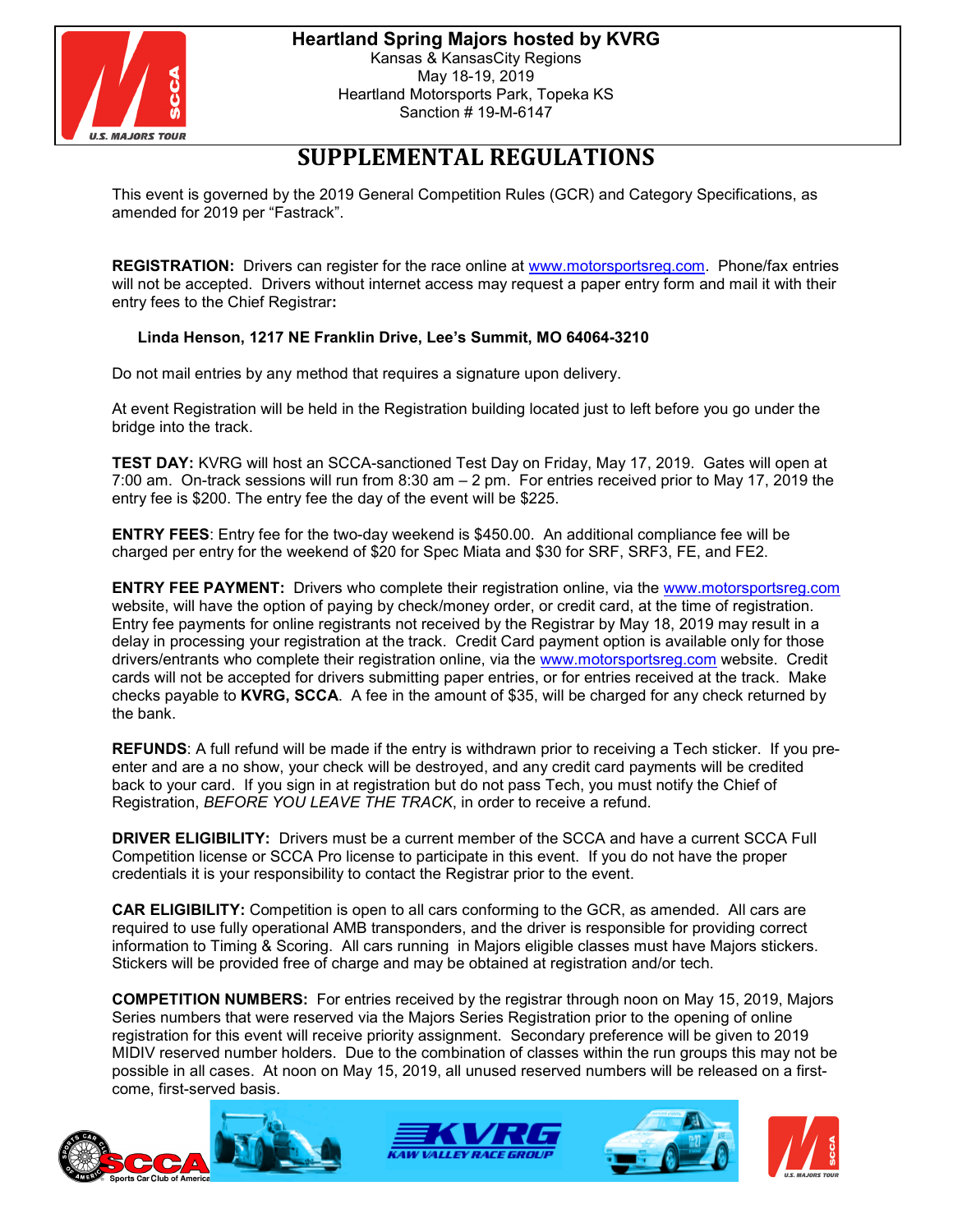**Heartland Spring Majors hosted by KVRG**
Kansas & KansasCity Regions
May 18-19, 2019
Heartland Motorsports Park, Topeka KS
Sanction # 19-M-6147

# SUPPLEMENTAL REGULATIONS

This event is governed by the 2019 General Competition Rules (GCR) and Category Specifications, as amended for 2019 per "Fastrack".

**REGISTRATION:** Drivers can register for the race online at www.motorsportsreg.com. Phone/fax entries will not be accepted. Drivers without internet access may request a paper entry form and mail it with their entry fees to the Chief Registrar**:**

**Linda Henson, 1217 NE Franklin Drive, Lee's Summit, MO 64064-3210**

Do not mail entries by any method that requires a signature upon delivery.

At event Registration will be held in the Registration building located just to left before you go under the bridge into the track.

**TEST DAY:** KVRG will host an SCCA-sanctioned Test Day on Friday, May 17, 2019. Gates will open at 7:00 am. On-track sessions will run from 8:30 am – 2 pm. For entries received prior to May 17, 2019 the entry fee is $200. The entry fee the day of the event will be $225.

**ENTRY FEES**: Entry fee for the two-day weekend is $450.00. An additional compliance fee will be charged per entry for the weekend of $20 for Spec Miata and $30 for SRF, SRF3, FE, and FE2.

**ENTRY FEE PAYMENT:** Drivers who complete their registration online, via the www.motorsportsreg.com website, will have the option of paying by check/money order, or credit card, at the time of registration. Entry fee payments for online registrants not received by the Registrar by May 18, 2019 may result in a delay in processing your registration at the track. Credit Card payment option is available only for those drivers/entrants who complete their registration online, via the www.motorsportsreg.com website. Credit cards will not be accepted for drivers submitting paper entries, or for entries received at the track. Make checks payable to **KVRG, SCCA**. A fee in the amount of $35, will be charged for any check returned by the bank.

**REFUNDS**: A full refund will be made if the entry is withdrawn prior to receiving a Tech sticker. If you pre-enter and are a no show, your check will be destroyed, and any credit card payments will be credited back to your card. If you sign in at registration but do not pass Tech, you must notify the Chief of Registration, *BEFORE YOU LEAVE THE TRACK*, in order to receive a refund.

**DRIVER ELIGIBILITY:** Drivers must be a current member of the SCCA and have a current SCCA Full Competition license or SCCA Pro license to participate in this event. If you do not have the proper credentials it is your responsibility to contact the Registrar prior to the event.

**CAR ELIGIBILITY:** Competition is open to all cars conforming to the GCR, as amended. All cars are required to use fully operational AMB transponders, and the driver is responsible for providing correct information to Timing & Scoring. All cars running in Majors eligible classes must have Majors stickers. Stickers will be provided free of charge and may be obtained at registration and/or tech.

**COMPETITION NUMBERS:** For entries received by the registrar through noon on May 15, 2019, Majors Series numbers that were reserved via the Majors Series Registration prior to the opening of online registration for this event will receive priority assignment. Secondary preference will be given to 2019 MIDIV reserved number holders. Due to the combination of classes within the run groups this may not be possible in all cases. At noon on May 15, 2019, all unused reserved numbers will be released on a first-come, first-served basis.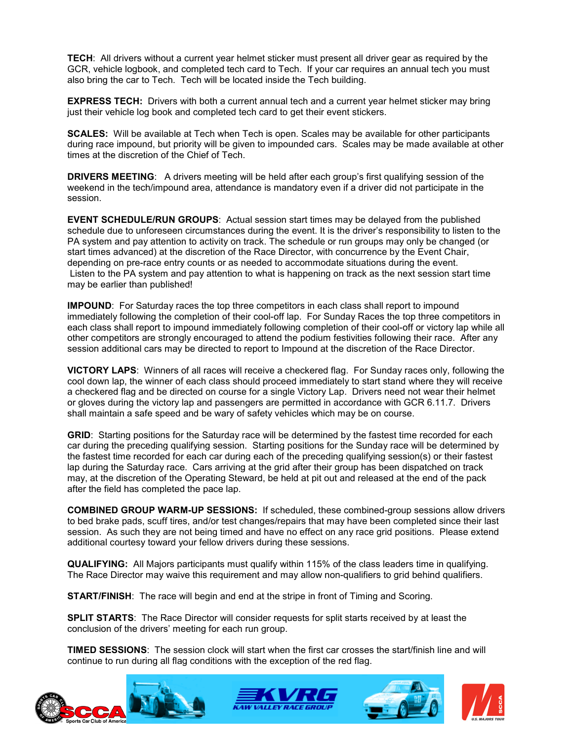**TECH**: All drivers without a current year helmet sticker must present all driver gear as required by the GCR, vehicle logbook, and completed tech card to Tech. If your car requires an annual tech you must also bring the car to Tech. Tech will be located inside the Tech building.

**EXPRESS TECH:** Drivers with both a current annual tech and a current year helmet sticker may bring just their vehicle log book and completed tech card to get their event stickers.

**SCALES:** Will be available at Tech when Tech is open. Scales may be available for other participants during race impound, but priority will be given to impounded cars. Scales may be made available at other times at the discretion of the Chief of Tech.

**DRIVERS MEETING**: A drivers meeting will be held after each group's first qualifying session of the weekend in the tech/impound area, attendance is mandatory even if a driver did not participate in the session.

**EVENT SCHEDULE/RUN GROUPS**: Actual session start times may be delayed from the published schedule due to unforeseen circumstances during the event. It is the driver's responsibility to listen to the PA system and pay attention to activity on track. The schedule or run groups may only be changed (or start times advanced) at the discretion of the Race Director, with concurrence by the Event Chair, depending on pre-race entry counts or as needed to accommodate situations during the event. Listen to the PA system and pay attention to what is happening on track as the next session start time may be earlier than published!

**IMPOUND**: For Saturday races the top three competitors in each class shall report to impound immediately following the completion of their cool-off lap. For Sunday Races the top three competitors in each class shall report to impound immediately following completion of their cool-off or victory lap while all other competitors are strongly encouraged to attend the podium festivities following their race. After any session additional cars may be directed to report to Impound at the discretion of the Race Director.

**VICTORY LAPS**: Winners of all races will receive a checkered flag. For Sunday races only, following the cool down lap, the winner of each class should proceed immediately to start stand where they will receive a checkered flag and be directed on course for a single Victory Lap. Drivers need not wear their helmet or gloves during the victory lap and passengers are permitted in accordance with GCR 6.11.7. Drivers shall maintain a safe speed and be wary of safety vehicles which may be on course.

**GRID**: Starting positions for the Saturday race will be determined by the fastest time recorded for each car during the preceding qualifying session. Starting positions for the Sunday race will be determined by the fastest time recorded for each car during each of the preceding qualifying session(s) or their fastest lap during the Saturday race. Cars arriving at the grid after their group has been dispatched on track may, at the discretion of the Operating Steward, be held at pit out and released at the end of the pack after the field has completed the pace lap.

**COMBINED GROUP WARM-UP SESSIONS:** If scheduled, these combined-group sessions allow drivers to bed brake pads, scuff tires, and/or test changes/repairs that may have been completed since their last session. As such they are not being timed and have no effect on any race grid positions. Please extend additional courtesy toward your fellow drivers during these sessions.

**QUALIFYING:** All Majors participants must qualify within 115% of the class leaders time in qualifying. The Race Director may waive this requirement and may allow non-qualifiers to grid behind qualifiers.

**START/FINISH**: The race will begin and end at the stripe in front of Timing and Scoring.

**SPLIT STARTS**: The Race Director will consider requests for split starts received by at least the conclusion of the drivers' meeting for each run group.

**TIMED SESSIONS**: The session clock will start when the first car crosses the start/finish line and will continue to run during all flag conditions with the exception of the red flag.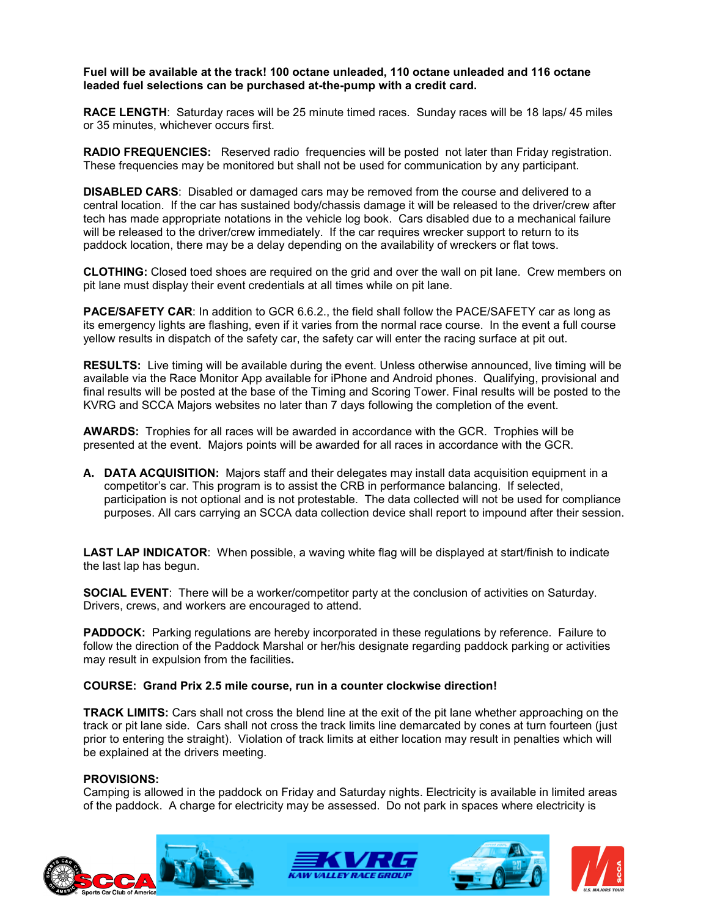**Fuel will be available at the track! 100 octane unleaded, 110 octane unleaded and 116 octane leaded fuel selections can be purchased at-the-pump with a credit card.**

**RACE LENGTH**: Saturday races will be 25 minute timed races. Sunday races will be 18 laps/ 45 miles or 35 minutes, whichever occurs first.

**RADIO FREQUENCIES:** Reserved radio frequencies will be posted not later than Friday registration. These frequencies may be monitored but shall not be used for communication by any participant.

**DISABLED CARS**: Disabled or damaged cars may be removed from the course and delivered to a central location. If the car has sustained body/chassis damage it will be released to the driver/crew after tech has made appropriate notations in the vehicle log book. Cars disabled due to a mechanical failure will be released to the driver/crew immediately. If the car requires wrecker support to return to its paddock location, there may be a delay depending on the availability of wreckers or flat tows.

**CLOTHING:** Closed toed shoes are required on the grid and over the wall on pit lane. Crew members on pit lane must display their event credentials at all times while on pit lane.

**PACE/SAFETY CAR**: In addition to GCR 6.6.2., the field shall follow the PACE/SAFETY car as long as its emergency lights are flashing, even if it varies from the normal race course. In the event a full course yellow results in dispatch of the safety car, the safety car will enter the racing surface at pit out.

**RESULTS:** Live timing will be available during the event. Unless otherwise announced, live timing will be available via the Race Monitor App available for iPhone and Android phones. Qualifying, provisional and final results will be posted at the base of the Timing and Scoring Tower. Final results will be posted to the KVRG and SCCA Majors websites no later than 7 days following the completion of the event.

**AWARDS:** Trophies for all races will be awarded in accordance with the GCR. Trophies will be presented at the event. Majors points will be awarded for all races in accordance with the GCR.

A. **DATA ACQUISITION:** Majors staff and their delegates may install data acquisition equipment in a competitor's car. This program is to assist the CRB in performance balancing. If selected, participation is not optional and is not protestable. The data collected will not be used for compliance purposes. All cars carrying an SCCA data collection device shall report to impound after their session.

**LAST LAP INDICATOR**: When possible, a waving white flag will be displayed at start/finish to indicate the last lap has begun.

**SOCIAL EVENT**: There will be a worker/competitor party at the conclusion of activities on Saturday. Drivers, crews, and workers are encouraged to attend.

**PADDOCK:** Parking regulations are hereby incorporated in these regulations by reference. Failure to follow the direction of the Paddock Marshal or her/his designate regarding paddock parking or activities may result in expulsion from the facilities**.**

**COURSE: Grand Prix 2.5 mile course, run in a counter clockwise direction!**

**TRACK LIMITS:** Cars shall not cross the blend line at the exit of the pit lane whether approaching on the track or pit lane side. Cars shall not cross the track limits line demarcated by cones at turn fourteen (just prior to entering the straight). Violation of track limits at either location may result in penalties which will be explained at the drivers meeting.

**PROVISIONS:**
Camping is allowed in the paddock on Friday and Saturday nights. Electricity is available in limited areas of the paddock. A charge for electricity may be assessed. Do not park in spaces where electricity is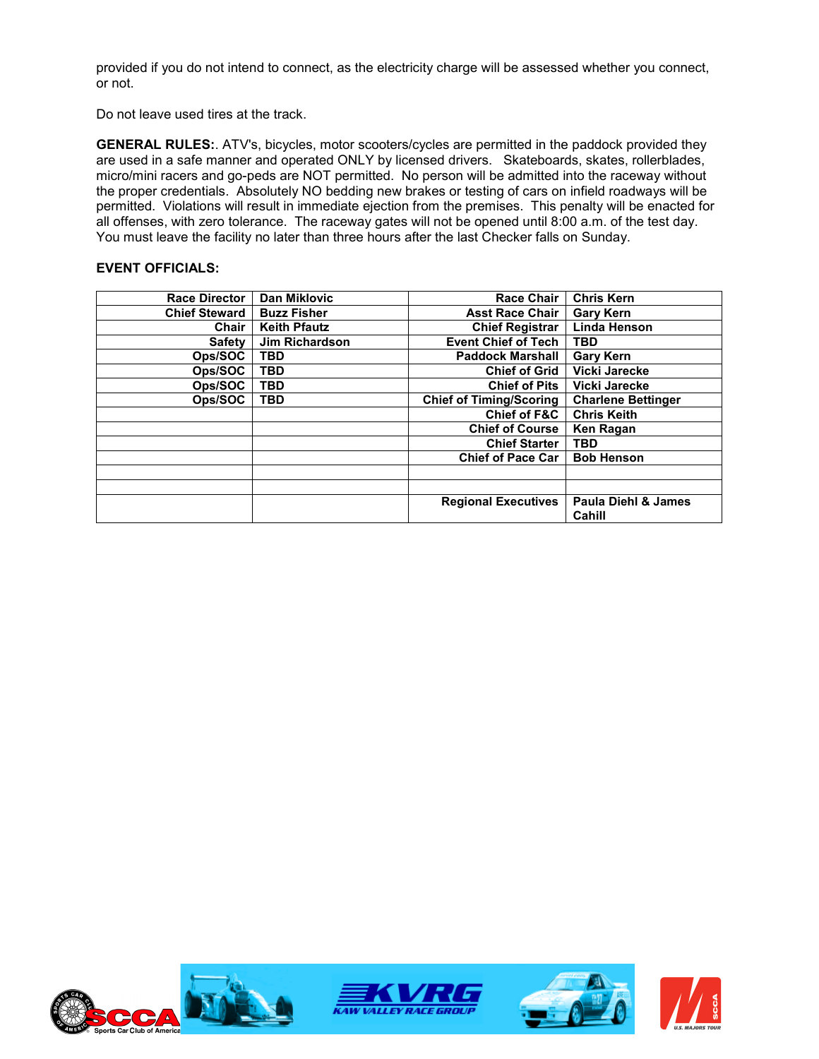provided if you do not intend to connect, as the electricity charge will be assessed whether you connect, or not.

Do not leave used tires at the track.

**GENERAL RULES:**. ATV's, bicycles, motor scooters/cycles are permitted in the paddock provided they are used in a safe manner and operated ONLY by licensed drivers. Skateboards, skates, rollerblades, micro/mini racers and go-peds are NOT permitted. No person will be admitted into the raceway without the proper credentials. Absolutely NO bedding new brakes or testing of cars on infield roadways will be permitted. Violations will result in immediate ejection from the premises. This penalty will be enacted for all offenses, with zero tolerance. The raceway gates will not be opened until 8:00 a.m. of the test day. You must leave the facility no later than three hours after the last Checker falls on Sunday.

**EVENT OFFICIALS:**

| | | | |
|---|---|---|---|
| **Race Director** | **Dan Miklovic** | **Race Chair** | **Chris Kern** |
| **Chief Steward** | **Buzz Fisher** | **Asst Race Chair** | **Gary Kern** |
| **Chair** | **Keith Pfautz** | **Chief Registrar** | **Linda Henson** |
| **Safety** | **Jim Richardson** | **Event Chief of Tech** | **TBD** |
| **Ops/SOC** | **TBD** | **Paddock Marshall** | **Gary Kern** |
| **Ops/SOC** | **TBD** | **Chief of Grid** | **Vicki Jarecke** |
| **Ops/SOC** | **TBD** | **Chief of Pits** | **Vicki Jarecke** |
| **Ops/SOC** | **TBD** | **Chief of Timing/Scoring** | **Charlene Bettinger** |
| | | **Chief of F&C** | **Chris Keith** |
| | | **Chief of Course** | **Ken Ragan** |
| | | **Chief Starter** | **TBD** |
| | | **Chief of Pace Car** | **Bob Henson** |
| | | | |
| | | | |
| | | **Regional Executives** | **Paula Diehl & James Cahill** |